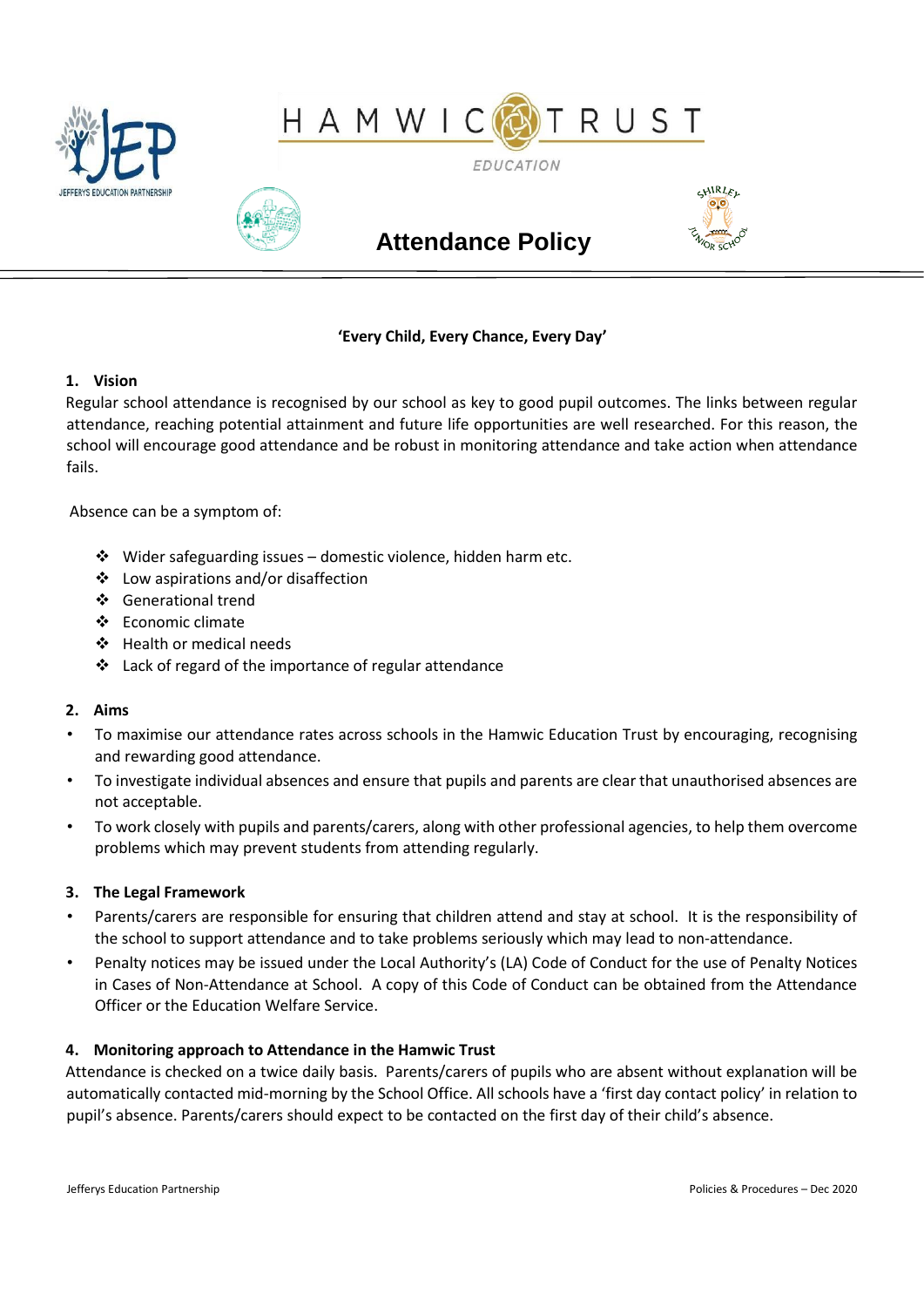# Attendance Policy

**'Every Child, Every Chance, Every Day'**

## 1. Vision

Regular school attendance is recognised by our school as key to good pupil outcomes. The links between regular attendance, reaching potential attainment and future life opportunities are well researched. For this reason, the school will encourage good attendance and be robust in monitoring attendance and take action when attendance fails.

Absence can be a symptom of:

- Wider safeguarding issues – domestic violence, hidden harm etc.
- Low aspirations and/or disaffection
- Generational trend
- Economic climate
- Health or medical needs
- Lack of regard of the importance of regular attendance

## 2. Aims

- To maximise our attendance rates across schools in the Hamwic Education Trust by encouraging, recognising and rewarding good attendance.
- To investigate individual absences and ensure that pupils and parents are clear that unauthorised absences are not acceptable.
- To work closely with pupils and parents/carers, along with other professional agencies, to help them overcome problems which may prevent students from attending regularly.

## 3. The Legal Framework

- Parents/carers are responsible for ensuring that children attend and stay at school. It is the responsibility of the school to support attendance and to take problems seriously which may lead to non-attendance.
- Penalty notices may be issued under the Local Authority's (LA) Code of Conduct for the use of Penalty Notices in Cases of Non-Attendance at School. A copy of this Code of Conduct can be obtained from the Attendance Officer or the Education Welfare Service.

## 4. Monitoring approach to Attendance in the Hamwic Trust

Attendance is checked on a twice daily basis. Parents/carers of pupils who are absent without explanation will be automatically contacted mid-morning by the School Office. All schools have a 'first day contact policy' in relation to pupil's absence. Parents/carers should expect to be contacted on the first day of their child's absence.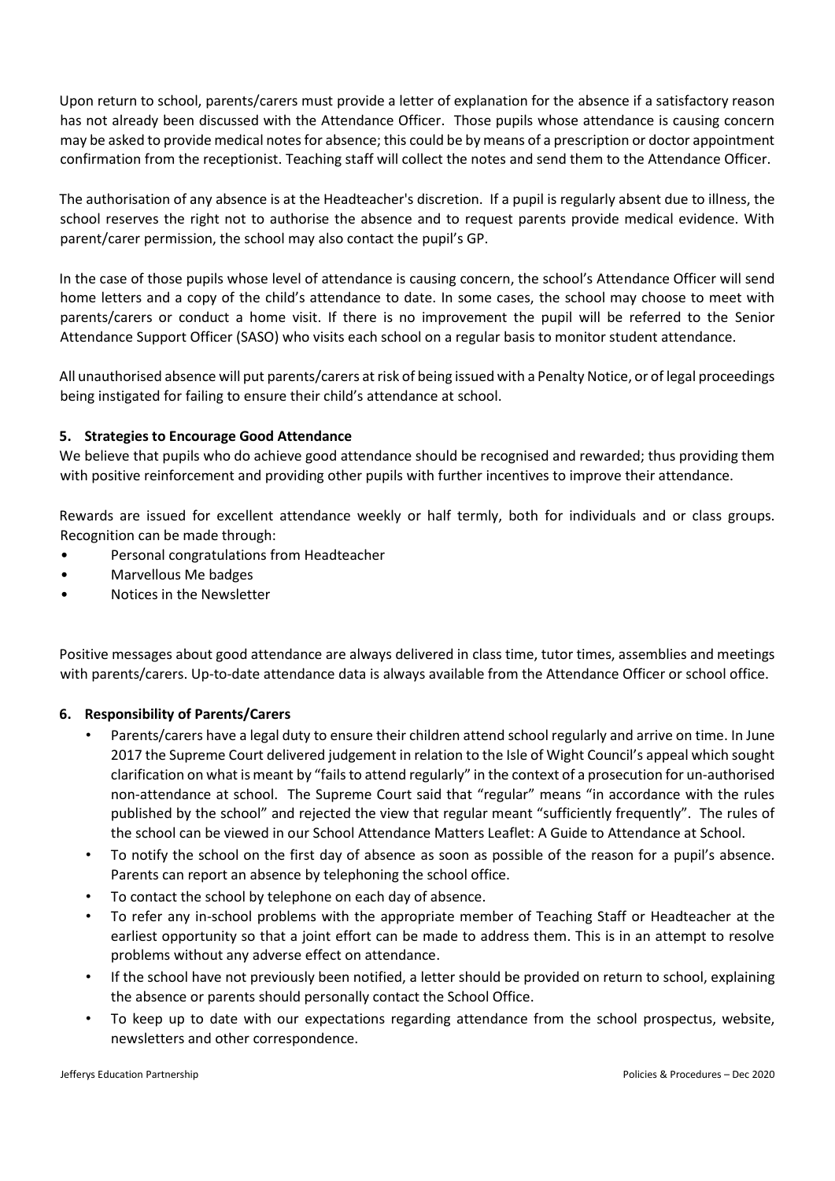Upon return to school, parents/carers must provide a letter of explanation for the absence if a satisfactory reason has not already been discussed with the Attendance Officer. Those pupils whose attendance is causing concern may be asked to provide medical notes for absence; this could be by means of a prescription or doctor appointment confirmation from the receptionist. Teaching staff will collect the notes and send them to the Attendance Officer.

The authorisation of any absence is at the Headteacher's discretion. If a pupil is regularly absent due to illness, the school reserves the right not to authorise the absence and to request parents provide medical evidence. With parent/carer permission, the school may also contact the pupil's GP.

In the case of those pupils whose level of attendance is causing concern, the school's Attendance Officer will send home letters and a copy of the child's attendance to date. In some cases, the school may choose to meet with parents/carers or conduct a home visit. If there is no improvement the pupil will be referred to the Senior Attendance Support Officer (SASO) who visits each school on a regular basis to monitor student attendance.

All unauthorised absence will put parents/carers at risk of being issued with a Penalty Notice, or of legal proceedings being instigated for failing to ensure their child's attendance at school.

## 5. Strategies to Encourage Good Attendance

We believe that pupils who do achieve good attendance should be recognised and rewarded; thus providing them with positive reinforcement and providing other pupils with further incentives to improve their attendance.

Rewards are issued for excellent attendance weekly or half termly, both for individuals and or class groups. Recognition can be made through:

- Personal congratulations from Headteacher
- Marvellous Me badges
- Notices in the Newsletter

Positive messages about good attendance are always delivered in class time, tutor times, assemblies and meetings with parents/carers. Up-to-date attendance data is always available from the Attendance Officer or school office.

## 6. Responsibility of Parents/Carers

- Parents/carers have a legal duty to ensure their children attend school regularly and arrive on time. In June 2017 the Supreme Court delivered judgement in relation to the Isle of Wight Council's appeal which sought clarification on what is meant by "fails to attend regularly" in the context of a prosecution for un-authorised non-attendance at school. The Supreme Court said that "regular" means "in accordance with the rules published by the school" and rejected the view that regular meant "sufficiently frequently". The rules of the school can be viewed in our School Attendance Matters Leaflet: A Guide to Attendance at School.
- To notify the school on the first day of absence as soon as possible of the reason for a pupil's absence. Parents can report an absence by telephoning the school office.
- To contact the school by telephone on each day of absence.
- To refer any in-school problems with the appropriate member of Teaching Staff or Headteacher at the earliest opportunity so that a joint effort can be made to address them. This is in an attempt to resolve problems without any adverse effect on attendance.
- If the school have not previously been notified, a letter should be provided on return to school, explaining the absence or parents should personally contact the School Office.
- To keep up to date with our expectations regarding attendance from the school prospectus, website, newsletters and other correspondence.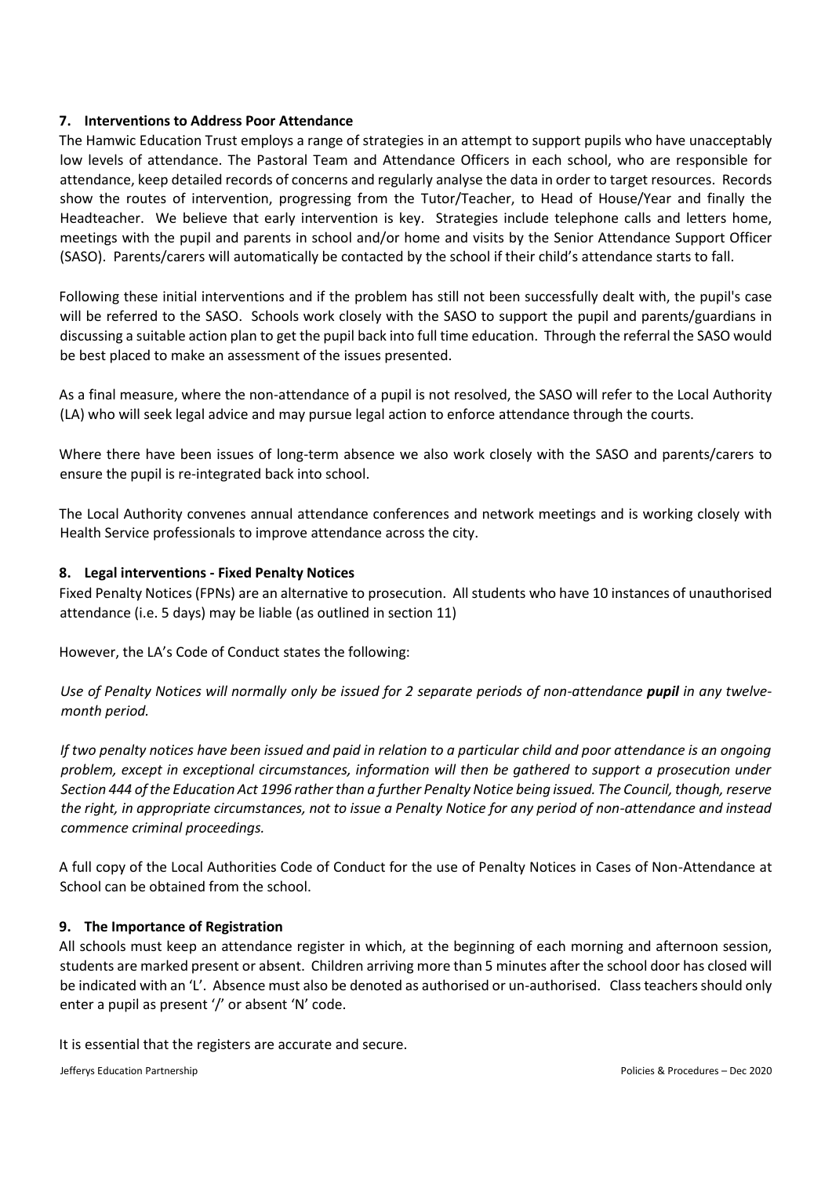## 7. Interventions to Address Poor Attendance

The Hamwic Education Trust employs a range of strategies in an attempt to support pupils who have unacceptably low levels of attendance. The Pastoral Team and Attendance Officers in each school, who are responsible for attendance, keep detailed records of concerns and regularly analyse the data in order to target resources. Records show the routes of intervention, progressing from the Tutor/Teacher, to Head of House/Year and finally the Headteacher. We believe that early intervention is key. Strategies include telephone calls and letters home, meetings with the pupil and parents in school and/or home and visits by the Senior Attendance Support Officer (SASO). Parents/carers will automatically be contacted by the school if their child's attendance starts to fall.

Following these initial interventions and if the problem has still not been successfully dealt with, the pupil's case will be referred to the SASO. Schools work closely with the SASO to support the pupil and parents/guardians in discussing a suitable action plan to get the pupil back into full time education. Through the referral the SASO would be best placed to make an assessment of the issues presented.

As a final measure, where the non-attendance of a pupil is not resolved, the SASO will refer to the Local Authority (LA) who will seek legal advice and may pursue legal action to enforce attendance through the courts.

Where there have been issues of long-term absence we also work closely with the SASO and parents/carers to ensure the pupil is re-integrated back into school.

The Local Authority convenes annual attendance conferences and network meetings and is working closely with Health Service professionals to improve attendance across the city.

## 8. Legal interventions - Fixed Penalty Notices

Fixed Penalty Notices (FPNs) are an alternative to prosecution. All students who have 10 instances of unauthorised attendance (i.e. 5 days) may be liable (as outlined in section 11)

However, the LA's Code of Conduct states the following:

*Use of Penalty Notices will normally only be issued for 2 separate periods of non-attendance **pupil** in any twelve-month period.*

*If two penalty notices have been issued and paid in relation to a particular child and poor attendance is an ongoing problem, except in exceptional circumstances, information will then be gathered to support a prosecution under Section 444 of the Education Act 1996 rather than a further Penalty Notice being issued. The Council, though, reserve the right, in appropriate circumstances, not to issue a Penalty Notice for any period of non-attendance and instead commence criminal proceedings.*

A full copy of the Local Authorities Code of Conduct for the use of Penalty Notices in Cases of Non-Attendance at School can be obtained from the school.

## 9. The Importance of Registration

All schools must keep an attendance register in which, at the beginning of each morning and afternoon session, students are marked present or absent. Children arriving more than 5 minutes after the school door has closed will be indicated with an 'L'. Absence must also be denoted as authorised or un-authorised. Class teachers should only enter a pupil as present '/' or absent 'N' code.

It is essential that the registers are accurate and secure.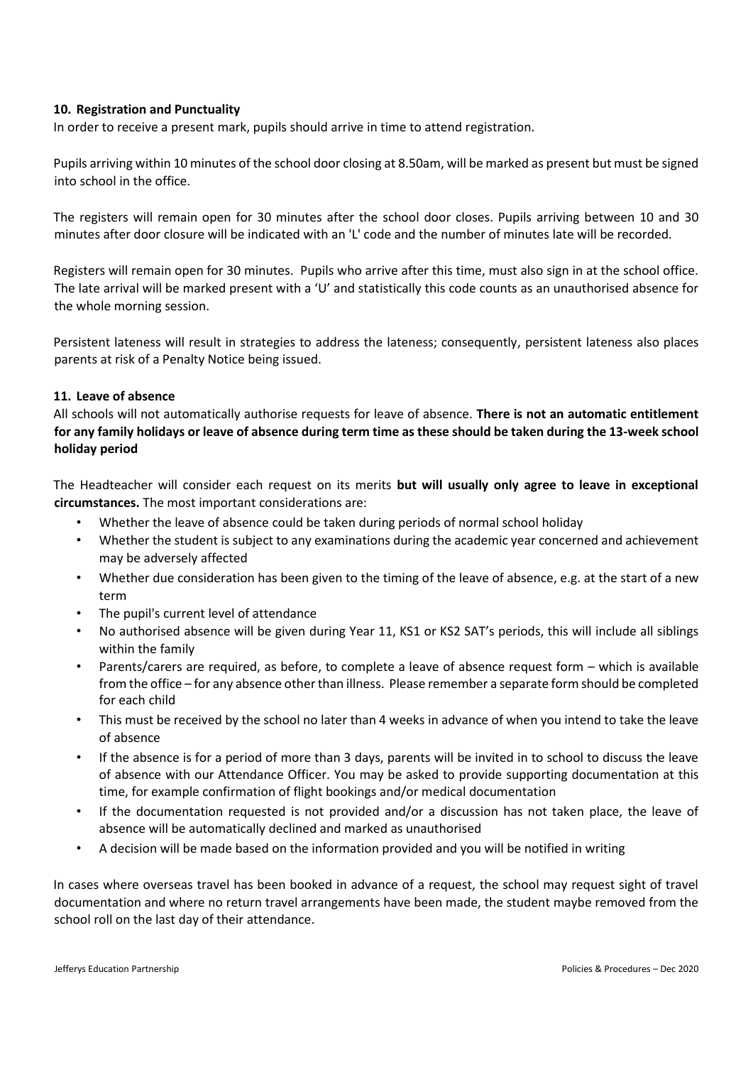### 10. Registration and Punctuality

In order to receive a present mark, pupils should arrive in time to attend registration.

Pupils arriving within 10 minutes of the school door closing at 8.50am, will be marked as present but must be signed into school in the office.

The registers will remain open for 30 minutes after the school door closes. Pupils arriving between 10 and 30 minutes after door closure will be indicated with an 'L' code and the number of minutes late will be recorded.

Registers will remain open for 30 minutes. Pupils who arrive after this time, must also sign in at the school office. The late arrival will be marked present with a 'U' and statistically this code counts as an unauthorised absence for the whole morning session.

Persistent lateness will result in strategies to address the lateness; consequently, persistent lateness also places parents at risk of a Penalty Notice being issued.

### 11. Leave of absence

All schools will not automatically authorise requests for leave of absence. **There is not an automatic entitlement for any family holidays or leave of absence during term time as these should be taken during the 13-week school holiday period**

The Headteacher will consider each request on its merits **but will usually only agree to leave in exceptional circumstances.** The most important considerations are:

- Whether the leave of absence could be taken during periods of normal school holiday
- Whether the student is subject to any examinations during the academic year concerned and achievement may be adversely affected
- Whether due consideration has been given to the timing of the leave of absence, e.g. at the start of a new term
- The pupil's current level of attendance
- No authorised absence will be given during Year 11, KS1 or KS2 SAT's periods, this will include all siblings within the family
- Parents/carers are required, as before, to complete a leave of absence request form – which is available from the office – for any absence other than illness. Please remember a separate form should be completed for each child
- This must be received by the school no later than 4 weeks in advance of when you intend to take the leave of absence
- If the absence is for a period of more than 3 days, parents will be invited in to school to discuss the leave of absence with our Attendance Officer. You may be asked to provide supporting documentation at this time, for example confirmation of flight bookings and/or medical documentation
- If the documentation requested is not provided and/or a discussion has not taken place, the leave of absence will be automatically declined and marked as unauthorised
- A decision will be made based on the information provided and you will be notified in writing

In cases where overseas travel has been booked in advance of a request, the school may request sight of travel documentation and where no return travel arrangements have been made, the student maybe removed from the school roll on the last day of their attendance.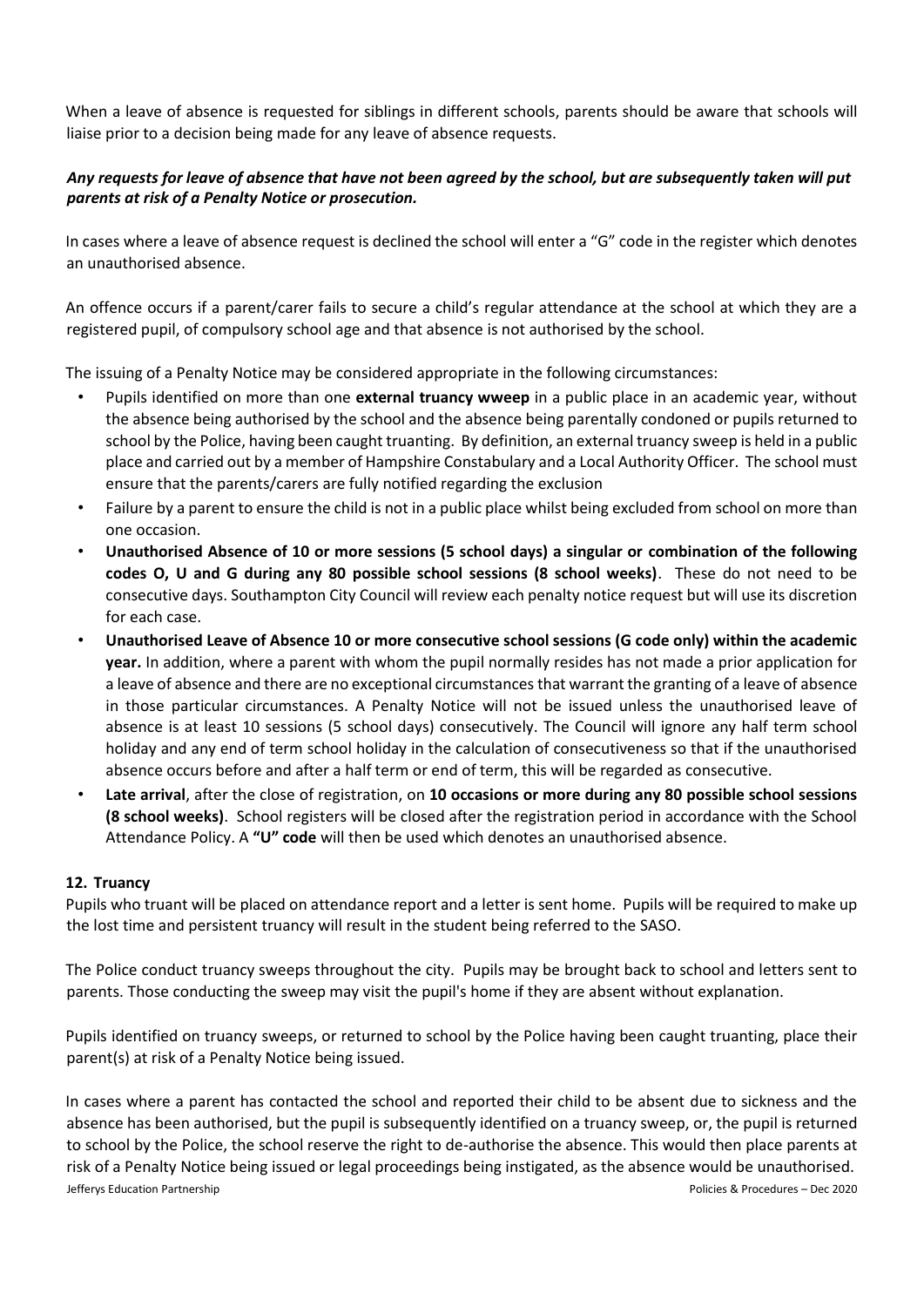When a leave of absence is requested for siblings in different schools, parents should be aware that schools will liaise prior to a decision being made for any leave of absence requests.

***Any requests for leave of absence that have not been agreed by the school, but are subsequently taken will put parents at risk of a Penalty Notice or prosecution.***

In cases where a leave of absence request is declined the school will enter a "G" code in the register which denotes an unauthorised absence.

An offence occurs if a parent/carer fails to secure a child's regular attendance at the school at which they are a registered pupil, of compulsory school age and that absence is not authorised by the school.

The issuing of a Penalty Notice may be considered appropriate in the following circumstances:

- Pupils identified on more than one **external truancy wweep** in a public place in an academic year, without the absence being authorised by the school and the absence being parentally condoned or pupils returned to school by the Police, having been caught truanting. By definition, an external truancy sweep is held in a public place and carried out by a member of Hampshire Constabulary and a Local Authority Officer. The school must ensure that the parents/carers are fully notified regarding the exclusion
- Failure by a parent to ensure the child is not in a public place whilst being excluded from school on more than one occasion.
- **Unauthorised Absence of 10 or more sessions (5 school days) a singular or combination of the following codes O, U and G during any 80 possible school sessions (8 school weeks)**. These do not need to be consecutive days. Southampton City Council will review each penalty notice request but will use its discretion for each case.
- **Unauthorised Leave of Absence 10 or more consecutive school sessions (G code only) within the academic year.** In addition, where a parent with whom the pupil normally resides has not made a prior application for a leave of absence and there are no exceptional circumstances that warrant the granting of a leave of absence in those particular circumstances. A Penalty Notice will not be issued unless the unauthorised leave of absence is at least 10 sessions (5 school days) consecutively. The Council will ignore any half term school holiday and any end of term school holiday in the calculation of consecutiveness so that if the unauthorised absence occurs before and after a half term or end of term, this will be regarded as consecutive.
- **Late arrival**, after the close of registration, on **10 occasions or more during any 80 possible school sessions (8 school weeks)**. School registers will be closed after the registration period in accordance with the School Attendance Policy. A **"U" code** will then be used which denotes an unauthorised absence.

## 12. Truancy

Pupils who truant will be placed on attendance report and a letter is sent home. Pupils will be required to make up the lost time and persistent truancy will result in the student being referred to the SASO.

The Police conduct truancy sweeps throughout the city. Pupils may be brought back to school and letters sent to parents. Those conducting the sweep may visit the pupil's home if they are absent without explanation.

Pupils identified on truancy sweeps, or returned to school by the Police having been caught truanting, place their parent(s) at risk of a Penalty Notice being issued.

In cases where a parent has contacted the school and reported their child to be absent due to sickness and the absence has been authorised, but the pupil is subsequently identified on a truancy sweep, or, the pupil is returned to school by the Police, the school reserve the right to de-authorise the absence. This would then place parents at risk of a Penalty Notice being issued or legal proceedings being instigated, as the absence would be unauthorised.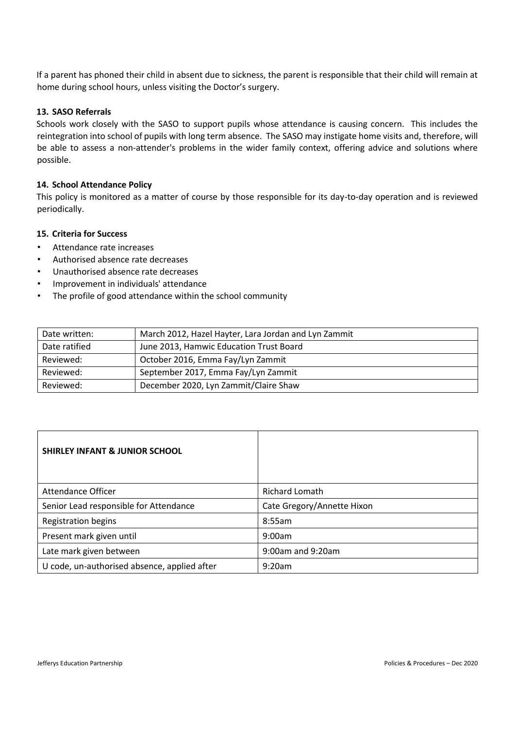If a parent has phoned their child in absent due to sickness, the parent is responsible that their child will remain at home during school hours, unless visiting the Doctor's surgery.

### 13. SASO Referrals

Schools work closely with the SASO to support pupils whose attendance is causing concern. This includes the reintegration into school of pupils with long term absence. The SASO may instigate home visits and, therefore, will be able to assess a non-attender's problems in the wider family context, offering advice and solutions where possible.

### 14. School Attendance Policy

This policy is monitored as a matter of course by those responsible for its day-to-day operation and is reviewed periodically.

### 15. Criteria for Success

- Attendance rate increases
- Authorised absence rate decreases
- Unauthorised absence rate decreases
- Improvement in individuals' attendance
- The profile of good attendance within the school community

| | |
|---|---|
| Date written: | March 2012, Hazel Hayter, Lara Jordan and Lyn Zammit |
| Date ratified | June 2013, Hamwic Education Trust Board |
| Reviewed: | October 2016, Emma Fay/Lyn Zammit |
| Reviewed: | September 2017, Emma Fay/Lyn Zammit |
| Reviewed: | December 2020, Lyn Zammit/Claire Shaw |

| **SHIRLEY INFANT & JUNIOR SCHOOL** | |
|---|---|
| Attendance Officer | Richard Lomath |
| Senior Lead responsible for Attendance | Cate Gregory/Annette Hixon |
| Registration begins | 8:55am |
| Present mark given until | 9:00am |
| Late mark given between | 9:00am and 9:20am |
| U code, un-authorised absence, applied after | 9:20am |